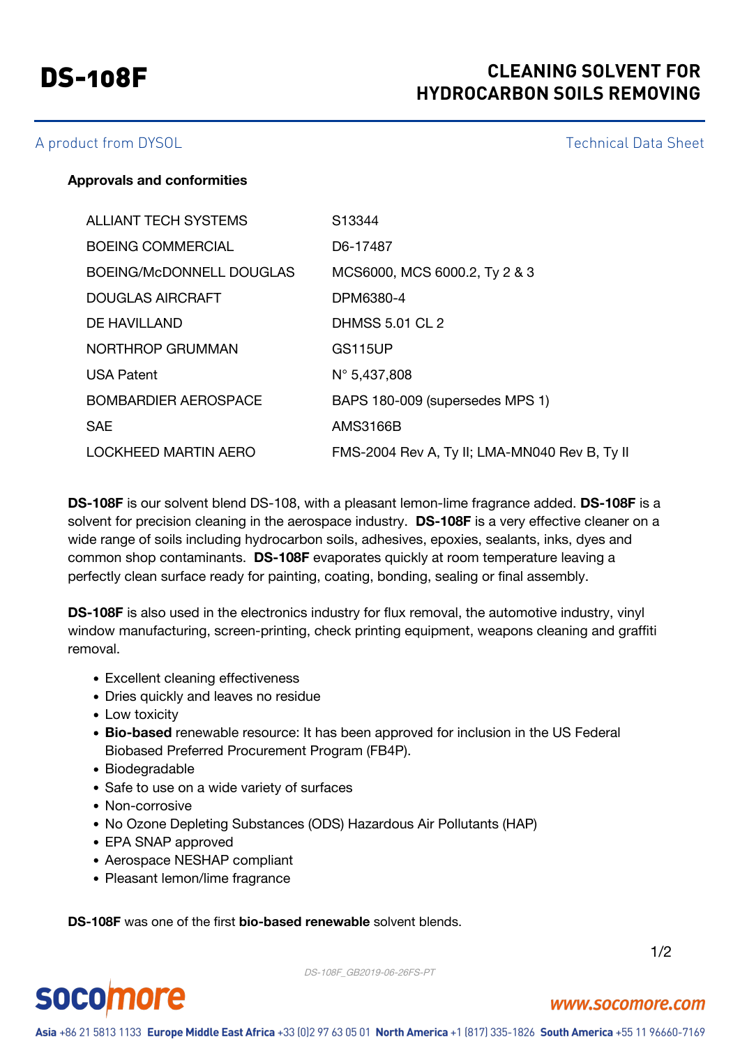# DS-108F

## CLEANING SOLVENT FOR HYDROCARBON SOILS REMOVING

A product from DYSOL

Technical Data Sheet

**Approvals and conformities**

| | |
|---|---|
| ALLIANT TECH SYSTEMS | S13344 |
| BOEING COMMERCIAL | D6-17487 |
| BOEING/McDONNELL DOUGLAS | MCS6000, MCS 6000.2, Ty 2 & 3 |
| DOUGLAS AIRCRAFT | DPM6380-4 |
| DE HAVILLAND | DHMSS 5.01 CL 2 |
| NORTHROP GRUMMAN | GS115UP |
| USA Patent | N° 5,437,808 |
| BOMBARDIER AEROSPACE | BAPS 180-009 (supersedes MPS 1) |
| SAE | AMS3166B |
| LOCKHEED MARTIN AERO | FMS-2004 Rev A, Ty II; LMA-MN040 Rev B, Ty II |

**DS-108F** is our solvent blend DS-108, with a pleasant lemon-lime fragrance added. **DS-108F** is a solvent for precision cleaning in the aerospace industry. **DS-108F** is a very effective cleaner on a wide range of soils including hydrocarbon soils, adhesives, epoxies, sealants, inks, dyes and common shop contaminants. **DS-108F** evaporates quickly at room temperature leaving a perfectly clean surface ready for painting, coating, bonding, sealing or final assembly.

**DS-108F** is also used in the electronics industry for flux removal, the automotive industry, vinyl window manufacturing, screen-printing, check printing equipment, weapons cleaning and graffiti removal.

- Excellent cleaning effectiveness
- Dries quickly and leaves no residue
- Low toxicity
- **Bio-based** renewable resource: It has been approved for inclusion in the US Federal Biobased Preferred Procurement Program (FB4P).
- Biodegradable
- Safe to use on a wide variety of surfaces
- Non-corrosive
- No Ozone Depleting Substances (ODS) Hazardous Air Pollutants (HAP)
- EPA SNAP approved
- Aerospace NESHAP compliant
- Pleasant lemon/lime fragrance

**DS-108F** was one of the first **bio-based renewable** solvent blends.

DS-108F_GB2019-06-26FS-PT

socomore

www.socomore.com

**Asia** +86 21 5813 1133 **Europe Middle East Africa** +33 (0)2 97 63 05 01 **North America** +1 (817) 335-1826 **South America** +55 11 96660-7169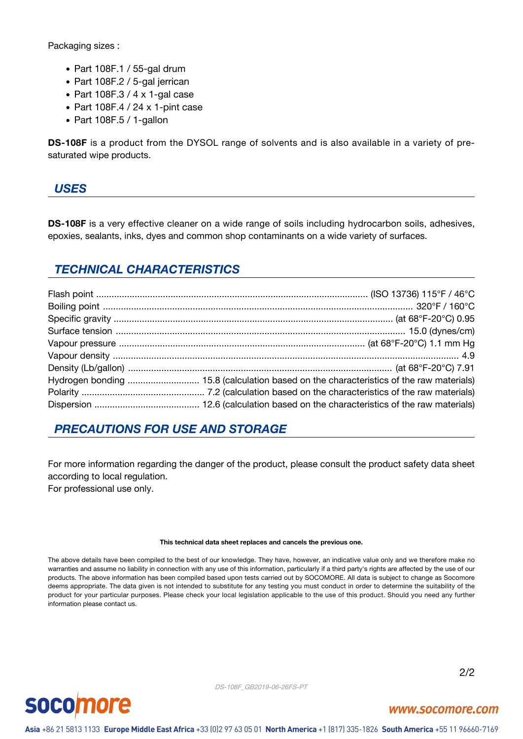Packaging sizes :

- Part 108F.1 / 55-gal drum
- Part 108F.2 / 5-gal jerrican
- Part 108F.3 / 4 x 1-gal case
- Part 108F.4 / 24 x 1-pint case
- Part 108F.5 / 1-gallon

**DS-108F** is a product from the DYSOL range of solvents and is also available in a variety of pre-saturated wipe products.

## USES

**DS-108F** is a very effective cleaner on a wide range of soils including hydrocarbon soils, adhesives, epoxies, sealants, inks, dyes and common shop contaminants on a wide variety of surfaces.

## TECHNICAL CHARACTERISTICS

| | |
|---|---|
| Flash point | (ISO 13736) 115°F / 46°C |
| Boiling point | 320°F / 160°C |
| Specific gravity | (at 68°F-20°C) 0.95 |
| Surface tension | 15.0 (dynes/cm) |
| Vapour pressure | (at 68°F-20°C) 1.1 mm Hg |
| Vapour density | 4.9 |
| Density (Lb/gallon) | (at 68°F-20°C) 7.91 |
| Hydrogen bonding | 15.8 (calculation based on the characteristics of the raw materials) |
| Polarity | 7.2 (calculation based on the characteristics of the raw materials) |
| Dispersion | 12.6 (calculation based on the characteristics of the raw materials) |

## PRECAUTIONS FOR USE AND STORAGE

For more information regarding the danger of the product, please consult the product safety data sheet according to local regulation.
For professional use only.

**This technical data sheet replaces and cancels the previous one.**

The above details have been compiled to the best of our knowledge. They have, however, an indicative value only and we therefore make no warranties and assume no liability in connection with any use of this information, particularly if a third party's rights are affected by the use of our products. The above information has been compiled based upon tests carried out by SOCOMORE. All data is subject to change as Socomore deems appropriate. The data given is not intended to substitute for any testing you must conduct in order to determine the suitability of the product for your particular purposes. Please check your local legislation applicable to the use of this product. Should you need any further information please contact us.

DS-108F_GB2019-06-26FS-PT

socomore

www.socomore.com

**Asia** +86 21 5813 1133 **Europe Middle East Africa** +33 (0)2 97 63 05 01 **North America** +1 (817) 335-1826 **South America** +55 11 96660-7169